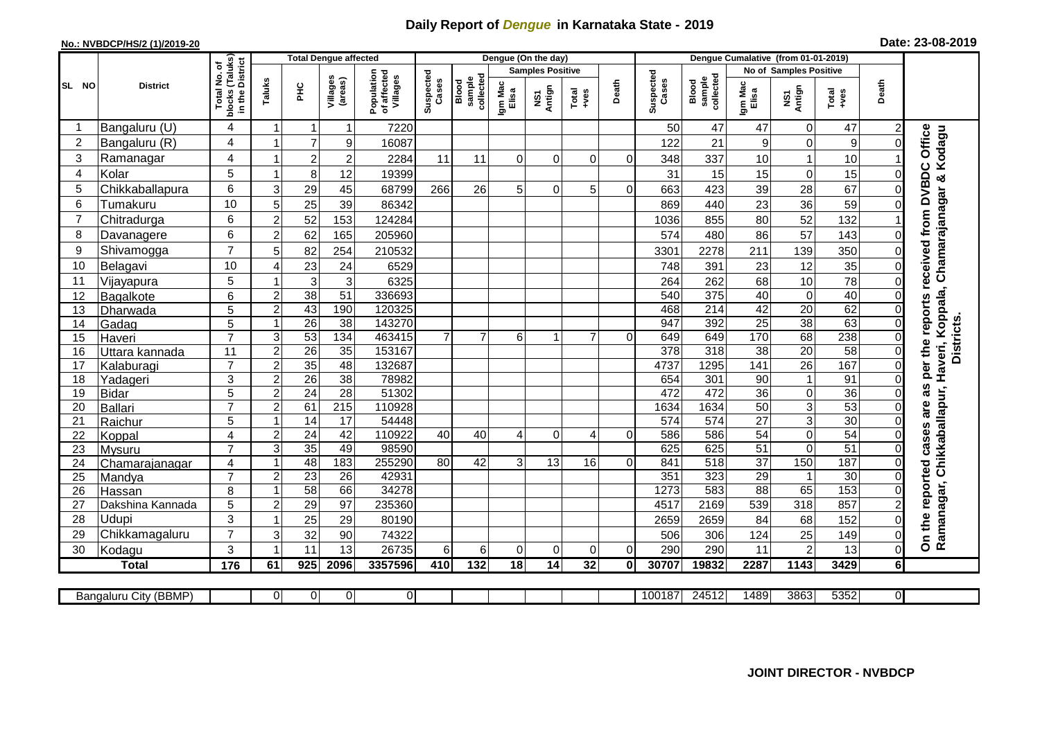# Daily Report of *Dengue* in Karnataka State - 2019

**No.: NVBDCP/HS/2 (1)/2019-20**

**Date: 23-08-2019**

| SL NO | District | Total No. of blocks (Taluks) in the District | Total Dengue affected | | | | Dengue (On the day) | | | | | | Dengue Cumalative (from 01-01-2019) | | | | | | |
|---|---|---|---|---|---|---|---|---|---|---|---|---|---|---|---|---|---|---|---|
| | | | Taluks | PHC | Villages (areas) | Population of affected Villages | Suspected Cases | Blood sample collected | Samples Positive | | | Death | Suspected Cases | Blood sample collected | No of Samples Positive | | | Death | |
| | | | | | | | | | Igm Mac Elisa | NS1 Antign | Total +ves | | | | Igm Mac Elisa | NS1 Antign | Total +ves | | |
| 1 | Bangaluru (U) | 4 | 1 | 1 | 1 | 7220 | | | | | | | 50 | 47 | 47 | 0 | 47 | 2 | On the reported cases are as per the reports received from DVBDC Office Ramanagar, Chikkaballapur, Haveri, Koppala, Chamarajanagar & Kodagu Districts. |
| 2 | Bangaluru (R) | 4 | 1 | 7 | 9 | 16087 | | | | | | | 122 | 21 | 9 | 0 | 9 | 0 | |
| 3 | Ramanagar | 4 | 1 | 2 | 2 | 2284 | 11 | 11 | 0 | 0 | 0 | 0 | 348 | 337 | 10 | 1 | 10 | 1 | |
| 4 | Kolar | 5 | 1 | 8 | 12 | 19399 | | | | | | | 31 | 15 | 15 | 0 | 15 | 0 | |
| 5 | Chikkaballapura | 6 | 3 | 29 | 45 | 68799 | 266 | 26 | 5 | 0 | 5 | 0 | 663 | 423 | 39 | 28 | 67 | 0 | |
| 6 | Tumakuru | 10 | 5 | 25 | 39 | 86342 | | | | | | | 869 | 440 | 23 | 36 | 59 | 0 | |
| 7 | Chitradurga | 6 | 2 | 52 | 153 | 124284 | | | | | | | 1036 | 855 | 80 | 52 | 132 | 1 | |
| 8 | Davanagere | 6 | 2 | 62 | 165 | 205960 | | | | | | | 574 | 480 | 86 | 57 | 143 | 0 | |
| 9 | Shivamogga | 7 | 5 | 82 | 254 | 210532 | | | | | | | 3301 | 2278 | 211 | 139 | 350 | 0 | |
| 10 | Belagavi | 10 | 4 | 23 | 24 | 6529 | | | | | | | 748 | 391 | 23 | 12 | 35 | 0 | |
| 11 | Vijayapura | 5 | 1 | 3 | 3 | 6325 | | | | | | | 264 | 262 | 68 | 10 | 78 | 0 | |
| 12 | Bagalkote | 6 | 2 | 38 | 51 | 336693 | | | | | | | 540 | 375 | 40 | 0 | 40 | 0 | |
| 13 | Dharwada | 5 | 2 | 43 | 190 | 120325 | | | | | | | 468 | 214 | 42 | 20 | 62 | 0 | |
| 14 | Gadag | 5 | 1 | 26 | 38 | 143270 | | | | | | | 947 | 392 | 25 | 38 | 63 | 0 | |
| 15 | Haveri | 7 | 3 | 53 | 134 | 463415 | 7 | 7 | 6 | 1 | 7 | 0 | 649 | 649 | 170 | 68 | 238 | 0 | |
| 16 | Uttara kannada | 11 | 2 | 26 | 35 | 153167 | | | | | | | 378 | 318 | 38 | 20 | 58 | 0 | |
| 17 | Kalaburagi | 7 | 2 | 35 | 48 | 132687 | | | | | | | 4737 | 1295 | 141 | 26 | 167 | 0 | |
| 18 | Yadageri | 3 | 2 | 26 | 38 | 78982 | | | | | | | 654 | 301 | 90 | 1 | 91 | 0 | |
| 19 | Bidar | 5 | 2 | 24 | 28 | 51302 | | | | | | | 472 | 472 | 36 | 0 | 36 | 0 | |
| 20 | Ballari | 7 | 2 | 61 | 215 | 110928 | | | | | | | 1634 | 1634 | 50 | 3 | 53 | 0 | |
| 21 | Raichur | 5 | 1 | 14 | 17 | 54448 | | | | | | | 574 | 574 | 27 | 3 | 30 | 0 | |
| 22 | Koppal | 4 | 2 | 24 | 42 | 110922 | 40 | 40 | 4 | 0 | 4 | 0 | 586 | 586 | 54 | 0 | 54 | 0 | |
| 23 | Mysuru | 7 | 3 | 35 | 49 | 98590 | | | | | | | 625 | 625 | 51 | 0 | 51 | 0 | |
| 24 | Chamarajanagar | 4 | 1 | 48 | 183 | 255290 | 80 | 42 | 3 | 13 | 16 | 0 | 841 | 518 | 37 | 150 | 187 | 0 | |
| 25 | Mandya | 7 | 2 | 23 | 26 | 42931 | | | | | | | 351 | 323 | 29 | 1 | 30 | 0 | |
| 26 | Hassan | 8 | 1 | 58 | 66 | 34278 | | | | | | | 1273 | 583 | 88 | 65 | 153 | 0 | |
| 27 | Dakshina Kannada | 5 | 2 | 29 | 97 | 235360 | | | | | | | 4517 | 2169 | 539 | 318 | 857 | 2 | |
| 28 | Udupi | 3 | 1 | 25 | 29 | 80190 | | | | | | | 2659 | 2659 | 84 | 68 | 152 | 0 | |
| 29 | Chikkamagaluru | 7 | 3 | 32 | 90 | 74322 | | | | | | | 506 | 306 | 124 | 25 | 149 | 0 | |
| 30 | Kodagu | 3 | 1 | 11 | 13 | 26735 | 6 | 6 | 0 | 0 | 0 | 0 | 290 | 290 | 11 | 2 | 13 | 0 | |
| **Total** | | **176** | **61** | **925** | **2096** | **3357596** | **410** | **132** | **18** | **14** | **32** | **0** | **30707** | **19832** | **2287** | **1143** | **3429** | **6** | |

| Bangaluru City (BBMP) | | 0 | 0 | 0 | 0 | | | | | | | 100187 | 24512 | 1489 | 3863 | 5352 | 0 |
|---|---|---|---|---|---|---|---|---|---|---|---|---|---|---|---|---|---|

**JOINT DIRECTOR - NVBDCP**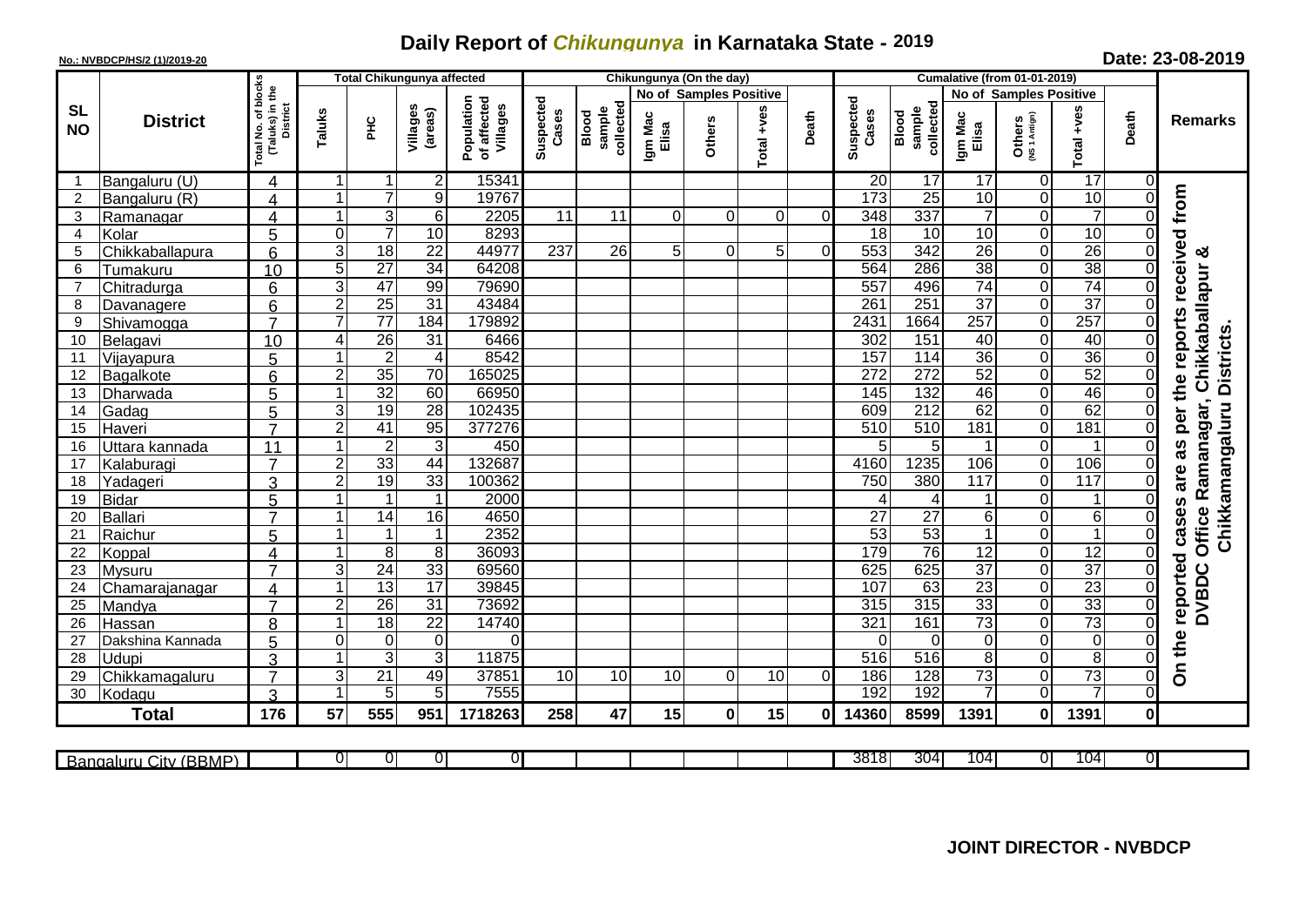# Daily Report of *Chikungunya* in Karnataka State - 2019

**No.: NVBDCP/HS/2 (1)/2019-20**

**Date: 23-08-2019**

| SL NO | District | Total No. of blocks (Taluks) in the District | Total Chikungunya affected | | | | Chikungunya (On the day) | | | | | | Cumalative (from 01-01-2019) | | | | | | Remarks |
|---|---|---|---|---|---|---|---|---|---|---|---|---|---|---|---|---|---|---|---|
| | | | Taluks | PHC | Villages (areas) | Population of affected Villages | Suspected Cases | Blood sample collected | No of Samples Positive | | | Death | Suspected Cases | Blood sample collected | No of Samples Positive | | | Death | |
| | | | | | | | | | Igm Mac Elisa | Others | Total +ves | | | | Igm Mac Elisa | Others (NS 1 Antign) | Total +ves | | |
| 1 | Bangaluru (U) | 4 | 1 | 1 | 2 | 15341 | | | | | | | 20 | 17 | 17 | 0 | 17 | 0 | On the reported cases are as per the reports received from DVBDC Office Ramanagar, Chikkaballapur & Chikkamangaluru Districts. |
| 2 | Bangaluru (R) | 4 | 1 | 7 | 9 | 19767 | | | | | | | 173 | 25 | 10 | 0 | 10 | 0 | |
| 3 | Ramanagar | 4 | 1 | 3 | 6 | 2205 | 11 | 11 | 0 | 0 | 0 | 0 | 348 | 337 | 7 | 0 | 7 | 0 | |
| 4 | Kolar | 5 | 0 | 7 | 10 | 8293 | | | | | | | 18 | 10 | 10 | 0 | 10 | 0 | |
| 5 | Chikkaballapura | 6 | 3 | 18 | 22 | 44977 | 237 | 26 | 5 | 0 | 5 | 0 | 553 | 342 | 26 | 0 | 26 | 0 | |
| 6 | Tumakuru | 10 | 5 | 27 | 34 | 64208 | | | | | | | 564 | 286 | 38 | 0 | 38 | 0 | |
| 7 | Chitradurga | 6 | 3 | 47 | 99 | 79690 | | | | | | | 557 | 496 | 74 | 0 | 74 | 0 | |
| 8 | Davanagere | 6 | 2 | 25 | 31 | 43484 | | | | | | | 261 | 251 | 37 | 0 | 37 | 0 | |
| 9 | Shivamogga | 7 | 7 | 77 | 184 | 179892 | | | | | | | 2431 | 1664 | 257 | 0 | 257 | 0 | |
| 10 | Belagavi | 10 | 4 | 26 | 31 | 6466 | | | | | | | 302 | 151 | 40 | 0 | 40 | 0 | |
| 11 | Vijayapura | 5 | 1 | 2 | 4 | 8542 | | | | | | | 157 | 114 | 36 | 0 | 36 | 0 | |
| 12 | Bagalkote | 6 | 2 | 35 | 70 | 165025 | | | | | | | 272 | 272 | 52 | 0 | 52 | 0 | |
| 13 | Dharwada | 5 | 1 | 32 | 60 | 66950 | | | | | | | 145 | 132 | 46 | 0 | 46 | 0 | |
| 14 | Gadag | 5 | 3 | 19 | 28 | 102435 | | | | | | | 609 | 212 | 62 | 0 | 62 | 0 | |
| 15 | Haveri | 7 | 2 | 41 | 95 | 377276 | | | | | | | 510 | 510 | 181 | 0 | 181 | 0 | |
| 16 | Uttara kannada | 11 | 1 | 2 | 3 | 450 | | | | | | | 5 | 5 | 1 | 0 | 1 | 0 | |
| 17 | Kalaburagi | 7 | 2 | 33 | 44 | 132687 | | | | | | | 4160 | 1235 | 106 | 0 | 106 | 0 | |
| 18 | Yadageri | 3 | 2 | 19 | 33 | 100362 | | | | | | | 750 | 380 | 117 | 0 | 117 | 0 | |
| 19 | Bidar | 5 | 1 | 1 | 1 | 2000 | | | | | | | 4 | 4 | 1 | 0 | 1 | 0 | |
| 20 | Ballari | 7 | 1 | 14 | 16 | 4650 | | | | | | | 27 | 27 | 6 | 0 | 6 | 0 | |
| 21 | Raichur | 5 | 1 | 1 | 1 | 2352 | | | | | | | 53 | 53 | 1 | 0 | 1 | 0 | |
| 22 | Koppal | 4 | 1 | 8 | 8 | 36093 | | | | | | | 179 | 76 | 12 | 0 | 12 | 0 | |
| 23 | Mysuru | 7 | 3 | 24 | 33 | 69560 | | | | | | | 625 | 625 | 37 | 0 | 37 | 0 | |
| 24 | Chamarajanagar | 4 | 1 | 13 | 17 | 39845 | | | | | | | 107 | 63 | 23 | 0 | 23 | 0 | |
| 25 | Mandya | 7 | 2 | 26 | 31 | 73692 | | | | | | | 315 | 315 | 33 | 0 | 33 | 0 | |
| 26 | Hassan | 8 | 1 | 18 | 22 | 14740 | | | | | | | 321 | 161 | 73 | 0 | 73 | 0 | |
| 27 | Dakshina Kannada | 5 | 0 | 0 | 0 | 0 | | | | | | | 0 | 0 | 0 | 0 | 0 | 0 | |
| 28 | Udupi | 3 | 1 | 3 | 3 | 11875 | | | | | | | 516 | 516 | 8 | 0 | 8 | 0 | |
| 29 | Chikkamagaluru | 7 | 3 | 21 | 49 | 37851 | 10 | 10 | 10 | 0 | 10 | 0 | 186 | 128 | 73 | 0 | 73 | 0 | |
| 30 | Kodagu | 3 | 1 | 5 | 5 | 7555 | | | | | | | 192 | 192 | 7 | 0 | 7 | 0 | |
| **Total** | | **176** | **57** | **555** | **951** | **1718263** | **258** | **47** | **15** | **0** | **15** | **0** | **14360** | **8599** | **1391** | **0** | **1391** | **0** | |
| | Bangaluru City (BBMP) | | 0 | 0 | 0 | 0 | | | | | | | 3818 | 304 | 104 | 0 | 104 | 0 | |

**JOINT DIRECTOR - NVBDCP**